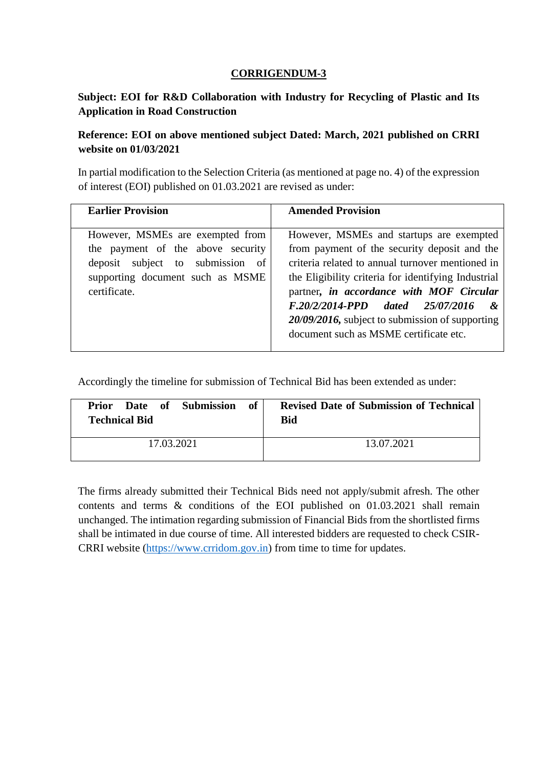# CORRIGENDUM-3

**Subject: EOI for R&D Collaboration with Industry for Recycling of Plastic and Its Application in Road Construction**

**Reference: EOI on above mentioned subject Dated: March, 2021 published on CRRI website on 01/03/2021**

In partial modification to the Selection Criteria (as mentioned at page no. 4) of the expression of interest (EOI) published on 01.03.2021 are revised as under:

| Earlier Provision | Amended Provision |
|---|---|
| However, MSMEs are exempted from the payment of the above security deposit subject to submission of supporting document such as MSME certificate. | However, MSMEs and startups are exempted from payment of the security deposit and the criteria related to annual turnover mentioned in the Eligibility criteria for identifying Industrial partner***, in accordance with MOF Circular F.20/2/2014-PPD dated 25/07/2016 & 20/09/2016,*** subject to submission of supporting document such as MSME certificate etc. |

Accordingly the timeline for submission of Technical Bid has been extended as under:

| Prior Date of Submission of Technical Bid | Revised Date of Submission of Technical Bid |
|---|---|
| 17.03.2021 | 13.07.2021 |

The firms already submitted their Technical Bids need not apply/submit afresh. The other contents and terms & conditions of the EOI published on 01.03.2021 shall remain unchanged. The intimation regarding submission of Financial Bids from the shortlisted firms shall be intimated in due course of time. All interested bidders are requested to check CSIR-CRRI website ([https://www.crridom.gov.in](https://www.crridom.gov.in)) from time to time for updates.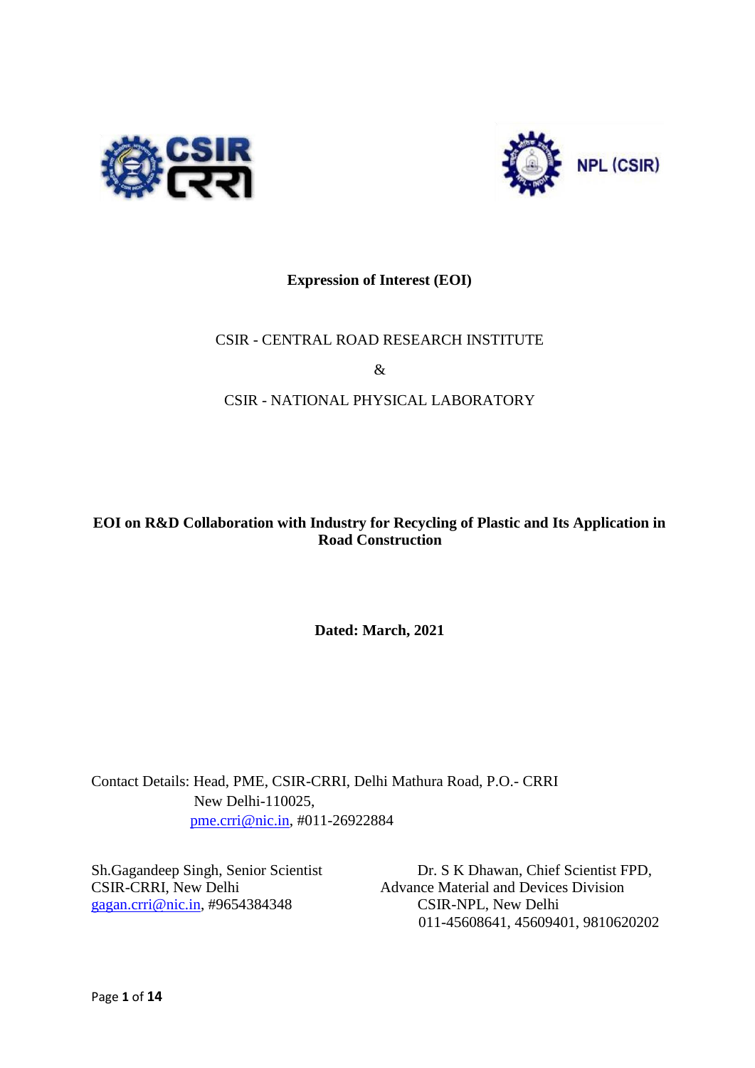**Expression of Interest (EOI)**

CSIR - CENTRAL ROAD RESEARCH INSTITUTE

&

CSIR - NATIONAL PHYSICAL LABORATORY

**EOI on R&D Collaboration with Industry for Recycling of Plastic and Its Application in Road Construction**

**Dated: March, 2021**

Contact Details: Head, PME, CSIR-CRRI, Delhi Mathura Road, P.O.- CRRI
New Delhi-110025,
pme.crri@nic.in, #011-26922884

Sh.Gagandeep Singh, Senior Scientist
CSIR-CRRI, New Delhi
gagan.crri@nic.in, #9654384348

Dr. S K Dhawan, Chief Scientist FPD,
Advance Material and Devices Division
CSIR-NPL, New Delhi
011-45608641, 45609401, 9810620202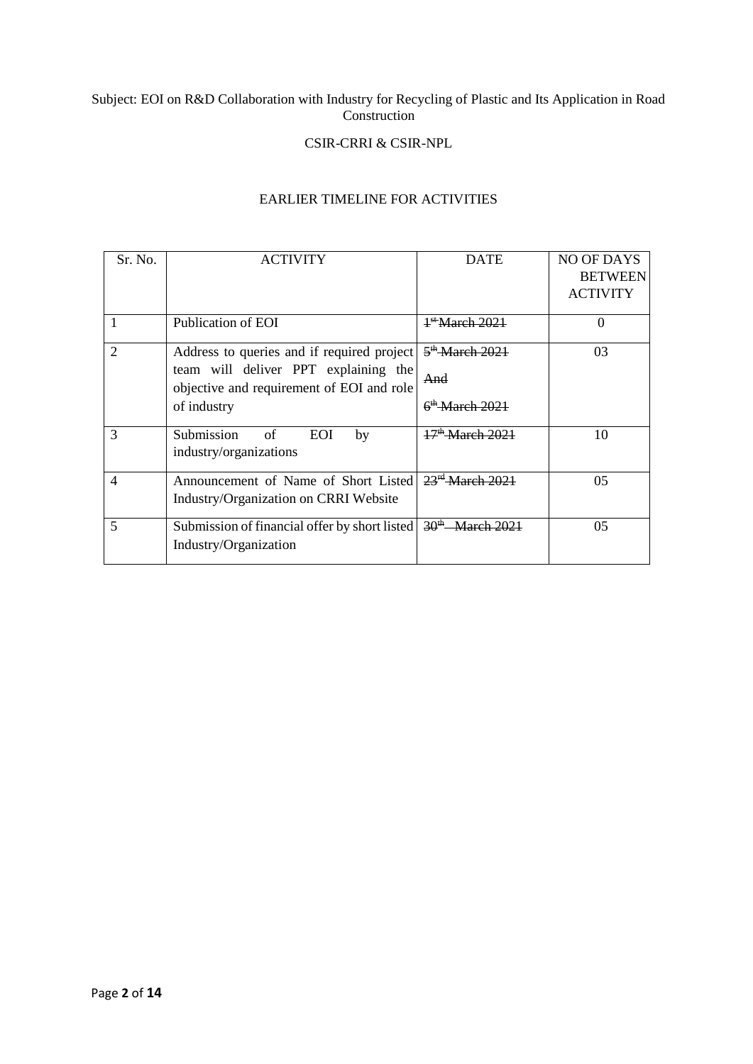Subject: EOI on R&D Collaboration with Industry for Recycling of Plastic and Its Application in Road Construction

CSIR-CRRI & CSIR-NPL

EARLIER TIMELINE FOR ACTIVITIES

| Sr. No. | ACTIVITY | DATE | NO OF DAYS BETWEEN ACTIVITY |
|---|---|---|---|
| 1 | Publication of EOI | ~~1st March 2021~~ | 0 |
| 2 | Address to queries and if required project team will deliver PPT explaining the objective and requirement of EOI and role of industry | ~~5th March 2021~~ ~~And~~ ~~6th March 2021~~ | 03 |
| 3 | Submission of EOI by industry/organizations | ~~17th March 2021~~ | 10 |
| 4 | Announcement of Name of Short Listed Industry/Organization on CRRI Website | ~~23rd March 2021~~ | 05 |
| 5 | Submission of financial offer by short listed Industry/Organization | ~~30th March 2021~~ | 05 |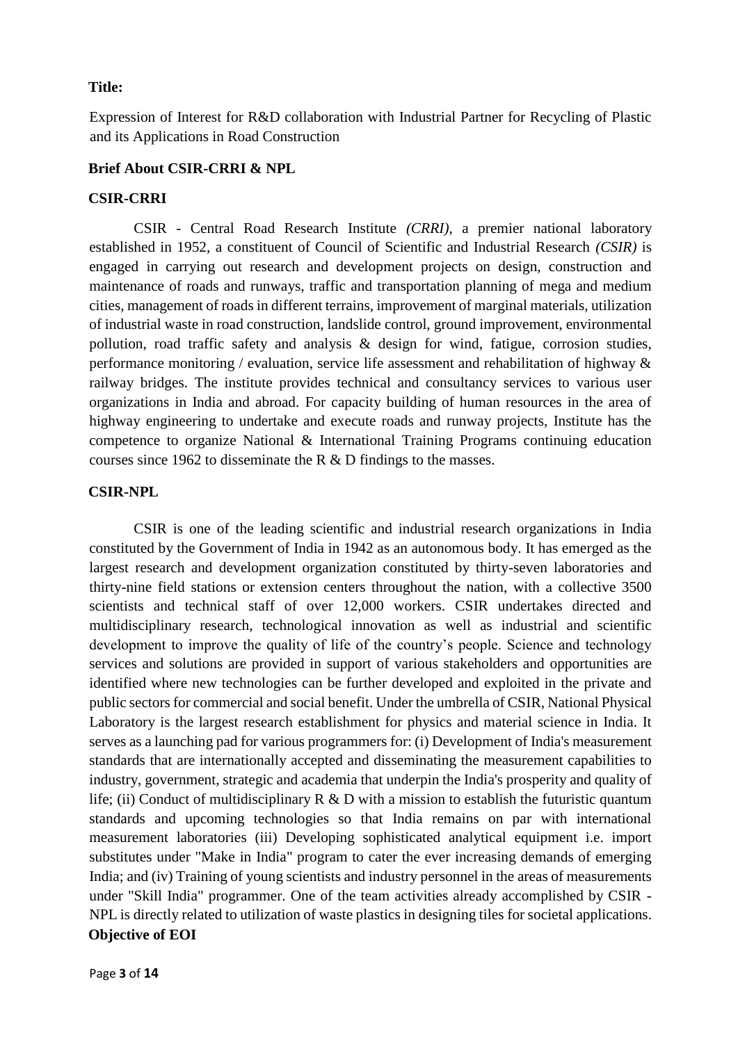**Title:**

Expression of Interest for R&D collaboration with Industrial Partner for Recycling of Plastic and its Applications in Road Construction

**Brief About CSIR-CRRI & NPL**

**CSIR-CRRI**

CSIR - Central Road Research Institute *(CRRI)*, a premier national laboratory established in 1952, a constituent of Council of Scientific and Industrial Research *(CSIR)* is engaged in carrying out research and development projects on design, construction and maintenance of roads and runways, traffic and transportation planning of mega and medium cities, management of roads in different terrains, improvement of marginal materials, utilization of industrial waste in road construction, landslide control, ground improvement, environmental pollution, road traffic safety and analysis & design for wind, fatigue, corrosion studies, performance monitoring / evaluation, service life assessment and rehabilitation of highway & railway bridges. The institute provides technical and consultancy services to various user organizations in India and abroad. For capacity building of human resources in the area of highway engineering to undertake and execute roads and runway projects, Institute has the competence to organize National & International Training Programs continuing education courses since 1962 to disseminate the R & D findings to the masses.

**CSIR-NPL**

CSIR is one of the leading scientific and industrial research organizations in India constituted by the Government of India in 1942 as an autonomous body. It has emerged as the largest research and development organization constituted by thirty-seven laboratories and thirty-nine field stations or extension centers throughout the nation, with a collective 3500 scientists and technical staff of over 12,000 workers. CSIR undertakes directed and multidisciplinary research, technological innovation as well as industrial and scientific development to improve the quality of life of the country's people. Science and technology services and solutions are provided in support of various stakeholders and opportunities are identified where new technologies can be further developed and exploited in the private and public sectors for commercial and social benefit. Under the umbrella of CSIR, National Physical Laboratory is the largest research establishment for physics and material science in India. It serves as a launching pad for various programmers for: (i) Development of India's measurement standards that are internationally accepted and disseminating the measurement capabilities to industry, government, strategic and academia that underpin the India's prosperity and quality of life; (ii) Conduct of multidisciplinary R & D with a mission to establish the futuristic quantum standards and upcoming technologies so that India remains on par with international measurement laboratories (iii) Developing sophisticated analytical equipment i.e. import substitutes under "Make in India" program to cater the ever increasing demands of emerging India; and (iv) Training of young scientists and industry personnel in the areas of measurements under "Skill India" programmer. One of the team activities already accomplished by CSIR - NPL is directly related to utilization of waste plastics in designing tiles for societal applications.

**Objective of EOI**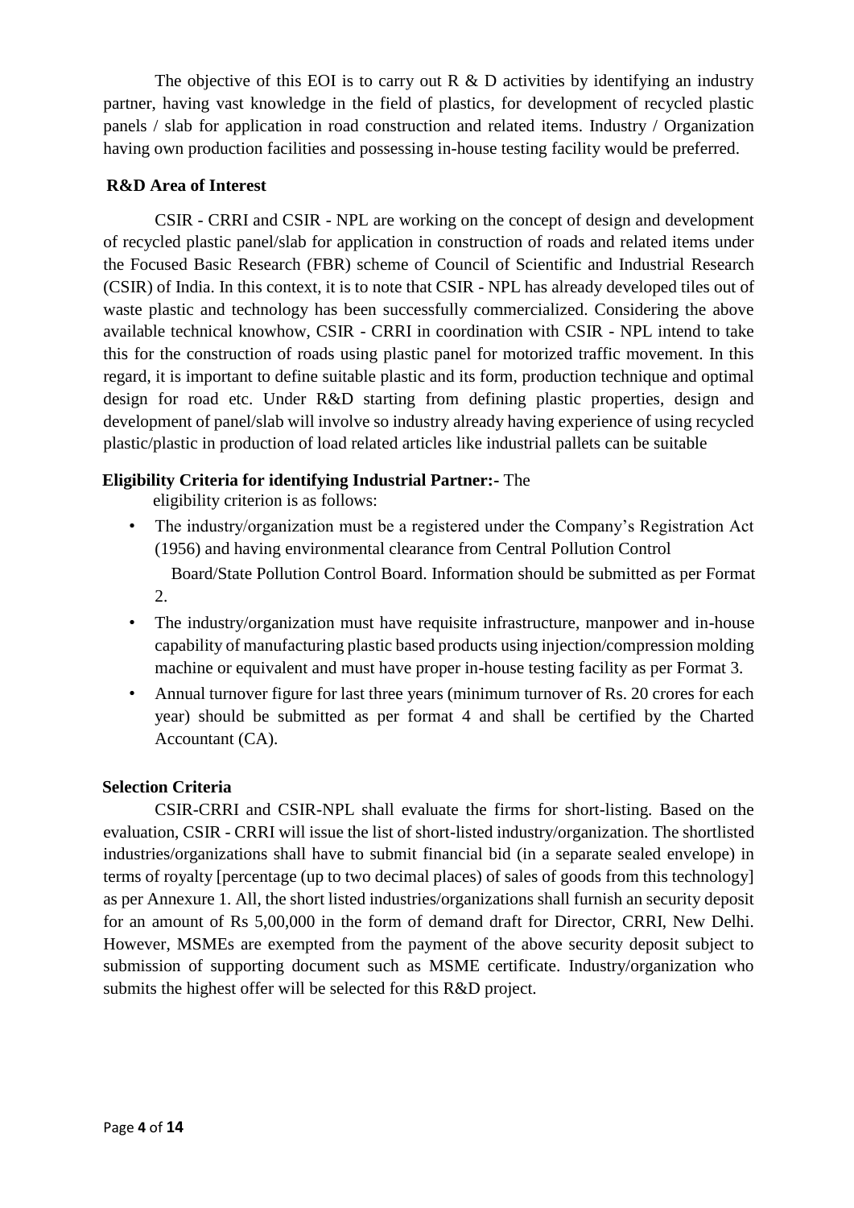The objective of this EOI is to carry out R & D activities by identifying an industry partner, having vast knowledge in the field of plastics, for development of recycled plastic panels / slab for application in road construction and related items. Industry / Organization having own production facilities and possessing in-house testing facility would be preferred.

**R&D Area of Interest**

CSIR - CRRI and CSIR - NPL are working on the concept of design and development of recycled plastic panel/slab for application in construction of roads and related items under the Focused Basic Research (FBR) scheme of Council of Scientific and Industrial Research (CSIR) of India. In this context, it is to note that CSIR - NPL has already developed tiles out of waste plastic and technology has been successfully commercialized. Considering the above available technical knowhow, CSIR - CRRI in coordination with CSIR - NPL intend to take this for the construction of roads using plastic panel for motorized traffic movement. In this regard, it is important to define suitable plastic and its form, production technique and optimal design for road etc. Under R&D starting from defining plastic properties, design and development of panel/slab will involve so industry already having experience of using recycled plastic/plastic in production of load related articles like industrial pallets can be suitable

**Eligibility Criteria for identifying Industrial Partner:-** The eligibility criterion is as follows:

- The industry/organization must be a registered under the Company's Registration Act (1956) and having environmental clearance from Central Pollution Control Board/State Pollution Control Board. Information should be submitted as per Format 2.
- The industry/organization must have requisite infrastructure, manpower and in-house capability of manufacturing plastic based products using injection/compression molding machine or equivalent and must have proper in-house testing facility as per Format 3.
- Annual turnover figure for last three years (minimum turnover of Rs. 20 crores for each year) should be submitted as per format 4 and shall be certified by the Charted Accountant (CA).

**Selection Criteria**

CSIR-CRRI and CSIR-NPL shall evaluate the firms for short-listing. Based on the evaluation, CSIR - CRRI will issue the list of short-listed industry/organization. The shortlisted industries/organizations shall have to submit financial bid (in a separate sealed envelope) in terms of royalty [percentage (up to two decimal places) of sales of goods from this technology] as per Annexure 1. All, the short listed industries/organizations shall furnish an security deposit for an amount of Rs 5,00,000 in the form of demand draft for Director, CRRI, New Delhi. However, MSMEs are exempted from the payment of the above security deposit subject to submission of supporting document such as MSME certificate. Industry/organization who submits the highest offer will be selected for this R&D project.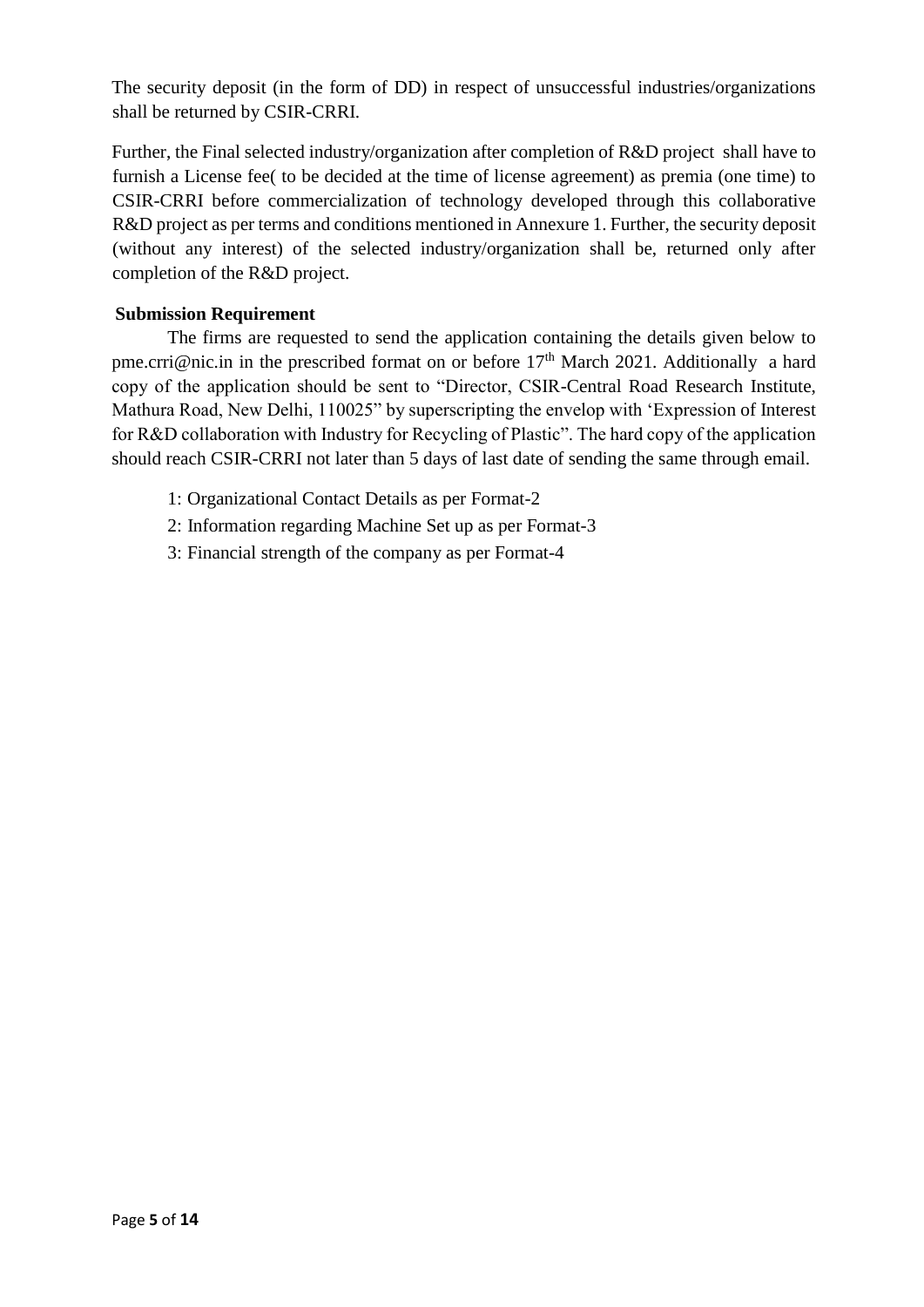The security deposit (in the form of DD) in respect of unsuccessful industries/organizations shall be returned by CSIR-CRRI.

Further, the Final selected industry/organization after completion of R&D project shall have to furnish a License fee( to be decided at the time of license agreement) as premia (one time) to CSIR-CRRI before commercialization of technology developed through this collaborative R&D project as per terms and conditions mentioned in Annexure 1. Further, the security deposit (without any interest) of the selected industry/organization shall be, returned only after completion of the R&D project.

**Submission Requirement**

The firms are requested to send the application containing the details given below to pme.crri@nic.in in the prescribed format on or before 17th March 2021. Additionally a hard copy of the application should be sent to "Director, CSIR-Central Road Research Institute, Mathura Road, New Delhi, 110025" by superscripting the envelop with 'Expression of Interest for R&D collaboration with Industry for Recycling of Plastic". The hard copy of the application should reach CSIR-CRRI not later than 5 days of last date of sending the same through email.

1: Organizational Contact Details as per Format-2

2: Information regarding Machine Set up as per Format-3

3: Financial strength of the company as per Format-4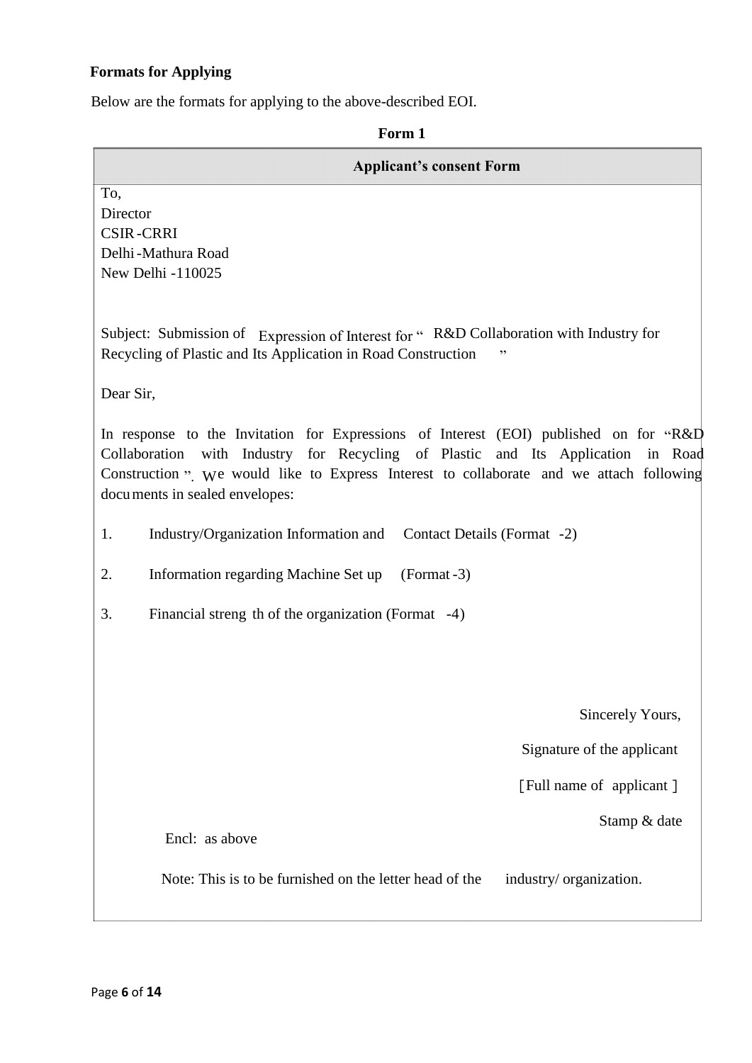**Formats for Applying**

Below are the formats for applying to the above-described EOI.

**Form 1**

**Applicant's consent Form**

To,
Director
CSIR-CRRI
Delhi-Mathura Road
New Delhi -110025

Subject: Submission of Expression of Interest for " R&D Collaboration with Industry for Recycling of Plastic and Its Application in Road Construction "

Dear Sir,

In response to the Invitation for Expressions of Interest (EOI) published on for "R&D Collaboration with Industry for Recycling of Plastic and Its Application in Road Construction". We would like to Express Interest to collaborate and we attach following documents in sealed envelopes:

1. Industry/Organization Information and Contact Details (Format -2)
2. Information regarding Machine Set up (Format-3)
3. Financial strength of the organization (Format -4)

Sincerely Yours,

Signature of the applicant

[Full name of applicant ]

Stamp & date

Encl: as above

Note: This is to be furnished on the letter head of the industry/ organization.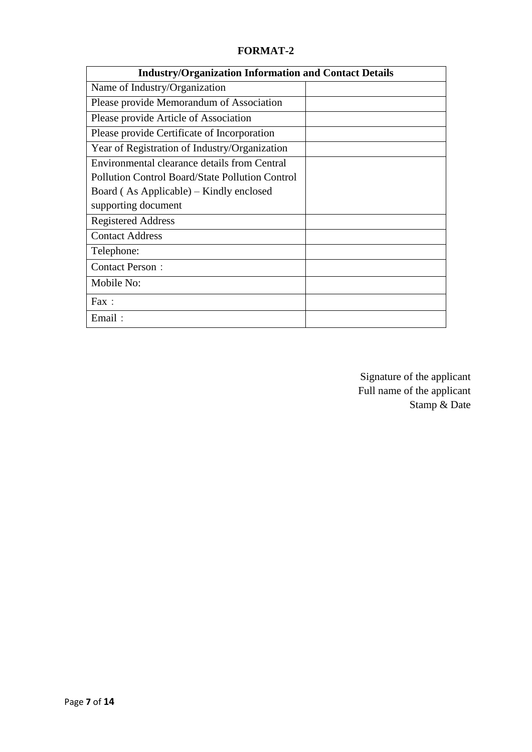**FORMAT-2**

| Industry/Organization Information and Contact Details | |
|---|---|
| Name of Industry/Organization | |
| Please provide Memorandum of Association | |
| Please provide Article of Association | |
| Please provide Certificate of Incorporation | |
| Year of Registration of Industry/Organization | |
| Environmental clearance details from Central Pollution Control Board/State Pollution Control Board ( As Applicable) – Kindly enclosed supporting document | |
| Registered Address | |
| Contact Address | |
| Telephone: | |
| Contact Person : | |
| Mobile No: | |
| Fax : | |
| Email : | |

Signature of the applicant
Full name of the applicant
Stamp & Date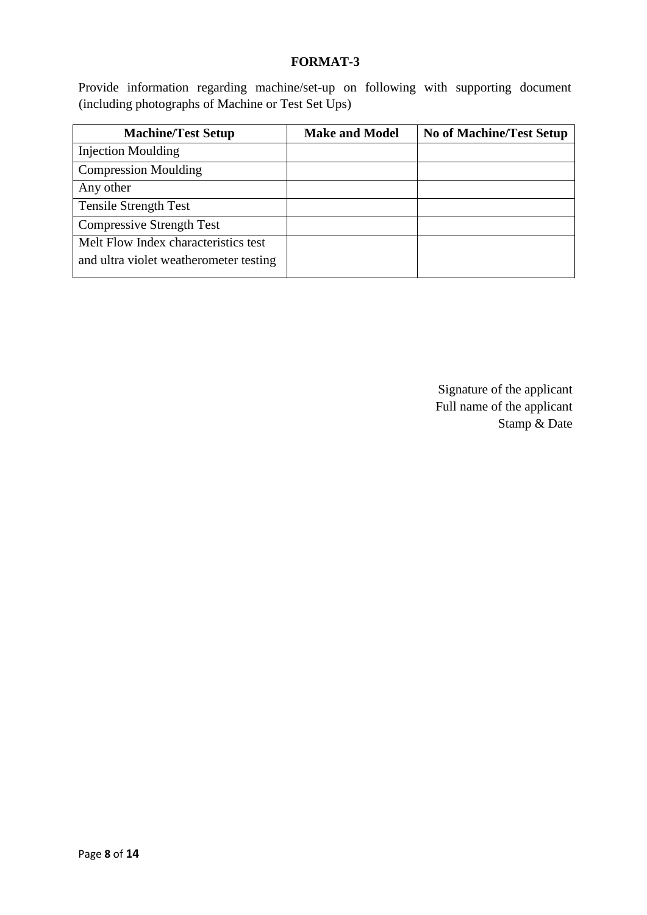# FORMAT-3

Provide information regarding machine/set-up on following with supporting document (including photographs of Machine or Test Set Ups)

| Machine/Test Setup | Make and Model | No of Machine/Test Setup |
|---|---|---|
| Injection Moulding | | |
| Compression Moulding | | |
| Any other | | |
| Tensile Strength Test | | |
| Compressive Strength Test | | |
| Melt Flow Index characteristics test and ultra violet weatherometer testing | | |

Signature of the applicant
Full name of the applicant
Stamp & Date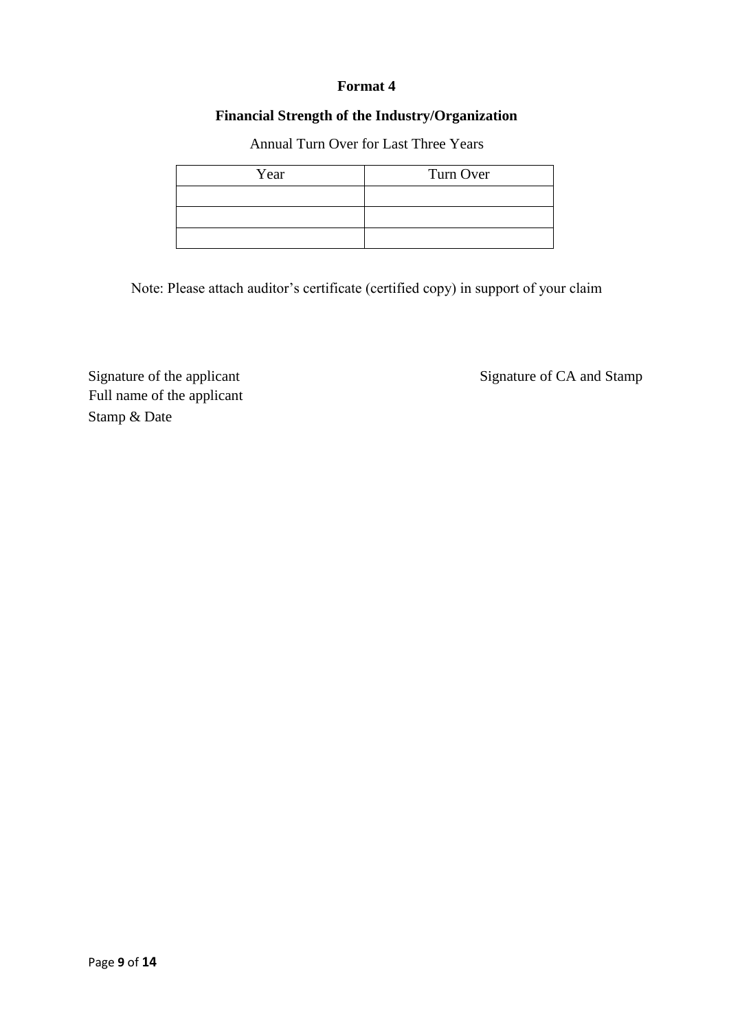**Format 4**

**Financial Strength of the Industry/Organization**

Annual Turn Over for Last Three Years

| Year | Turn Over |
| --- | --- |
| | |
| | |
| | |

Note: Please attach auditor's certificate (certified copy) in support of your claim

Signature of the applicant
Full name of the applicant
Stamp & Date

Signature of CA and Stamp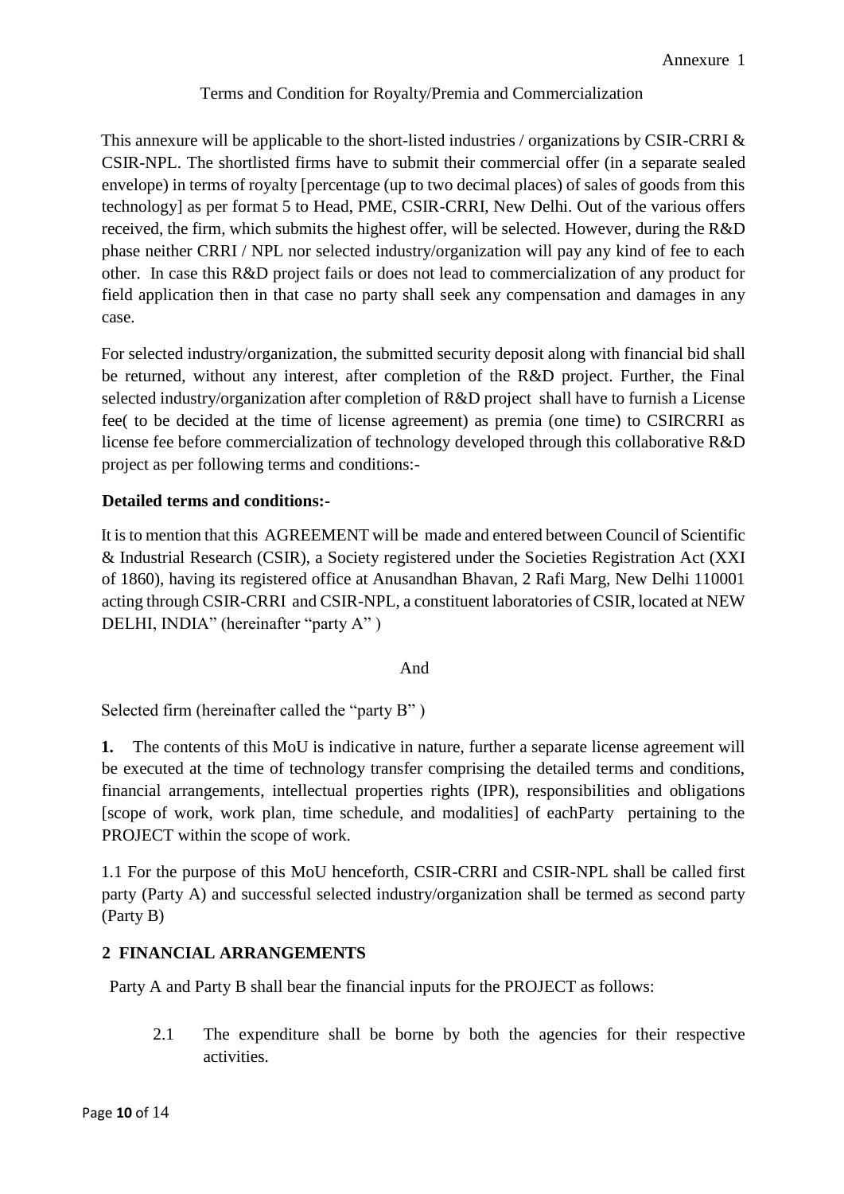Annexure 1

Terms and Condition for Royalty/Premia and Commercialization

This annexure will be applicable to the short-listed industries / organizations by CSIR-CRRI & CSIR-NPL. The shortlisted firms have to submit their commercial offer (in a separate sealed envelope) in terms of royalty [percentage (up to two decimal places) of sales of goods from this technology] as per format 5 to Head, PME, CSIR-CRRI, New Delhi. Out of the various offers received, the firm, which submits the highest offer, will be selected. However, during the R&D phase neither CRRI / NPL nor selected industry/organization will pay any kind of fee to each other. In case this R&D project fails or does not lead to commercialization of any product for field application then in that case no party shall seek any compensation and damages in any case.

For selected industry/organization, the submitted security deposit along with financial bid shall be returned, without any interest, after completion of the R&D project. Further, the Final selected industry/organization after completion of R&D project shall have to furnish a License fee( to be decided at the time of license agreement) as premia (one time) to CSIRCRRI as license fee before commercialization of technology developed through this collaborative R&D project as per following terms and conditions:-

**Detailed terms and conditions:-**

It is to mention that this AGREEMENT will be made and entered between Council of Scientific & Industrial Research (CSIR), a Society registered under the Societies Registration Act (XXI of 1860), having its registered office at Anusandhan Bhavan, 2 Rafi Marg, New Delhi 110001 acting through CSIR-CRRI and CSIR-NPL, a constituent laboratories of CSIR, located at NEW DELHI, INDIA" (hereinafter "party A" )

And

Selected firm (hereinafter called the "party B" )

**1.** The contents of this MoU is indicative in nature, further a separate license agreement will be executed at the time of technology transfer comprising the detailed terms and conditions, financial arrangements, intellectual properties rights (IPR), responsibilities and obligations [scope of work, work plan, time schedule, and modalities] of eachParty pertaining to the PROJECT within the scope of work.

1.1 For the purpose of this MoU henceforth, CSIR-CRRI and CSIR-NPL shall be called first party (Party A) and successful selected industry/organization shall be termed as second party (Party B)

## 2 FINANCIAL ARRANGEMENTS

Party A and Party B shall bear the financial inputs for the PROJECT as follows:

2.1 The expenditure shall be borne by both the agencies for their respective activities.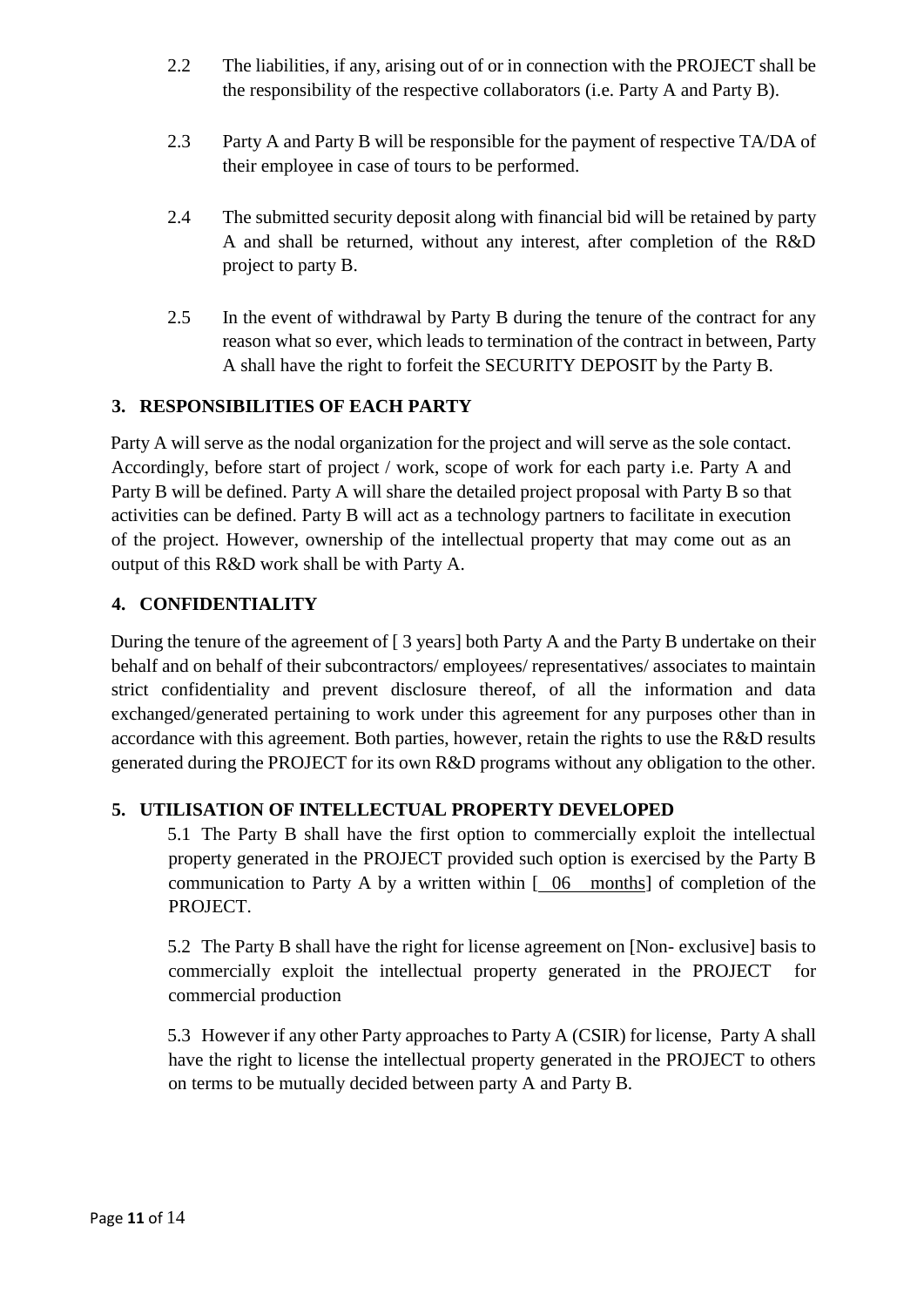2.2 The liabilities, if any, arising out of or in connection with the PROJECT shall be the responsibility of the respective collaborators (i.e. Party A and Party B).

2.3 Party A and Party B will be responsible for the payment of respective TA/DA of their employee in case of tours to be performed.

2.4 The submitted security deposit along with financial bid will be retained by party A and shall be returned, without any interest, after completion of the R&D project to party B.

2.5 In the event of withdrawal by Party B during the tenure of the contract for any reason what so ever, which leads to termination of the contract in between, Party A shall have the right to forfeit the SECURITY DEPOSIT by the Party B.

## 3. RESPONSIBILITIES OF EACH PARTY

Party A will serve as the nodal organization for the project and will serve as the sole contact. Accordingly, before start of project / work, scope of work for each party i.e. Party A and Party B will be defined. Party A will share the detailed project proposal with Party B so that activities can be defined. Party B will act as a technology partners to facilitate in execution of the project. However, ownership of the intellectual property that may come out as an output of this R&D work shall be with Party A.

## 4. CONFIDENTIALITY

During the tenure of the agreement of [ 3 years] both Party A and the Party B undertake on their behalf and on behalf of their subcontractors/ employees/ representatives/ associates to maintain strict confidentiality and prevent disclosure thereof, of all the information and data exchanged/generated pertaining to work under this agreement for any purposes other than in accordance with this agreement. Both parties, however, retain the rights to use the R&D results generated during the PROJECT for its own R&D programs without any obligation to the other.

## 5. UTILISATION OF INTELLECTUAL PROPERTY DEVELOPED

5.1 The Party B shall have the first option to commercially exploit the intellectual property generated in the PROJECT provided such option is exercised by the Party B communication to Party A by a written within [ 06 months] of completion of the PROJECT.

5.2 The Party B shall have the right for license agreement on [Non- exclusive] basis to commercially exploit the intellectual property generated in the PROJECT for commercial production

5.3 However if any other Party approaches to Party A (CSIR) for license, Party A shall have the right to license the intellectual property generated in the PROJECT to others on terms to be mutually decided between party A and Party B.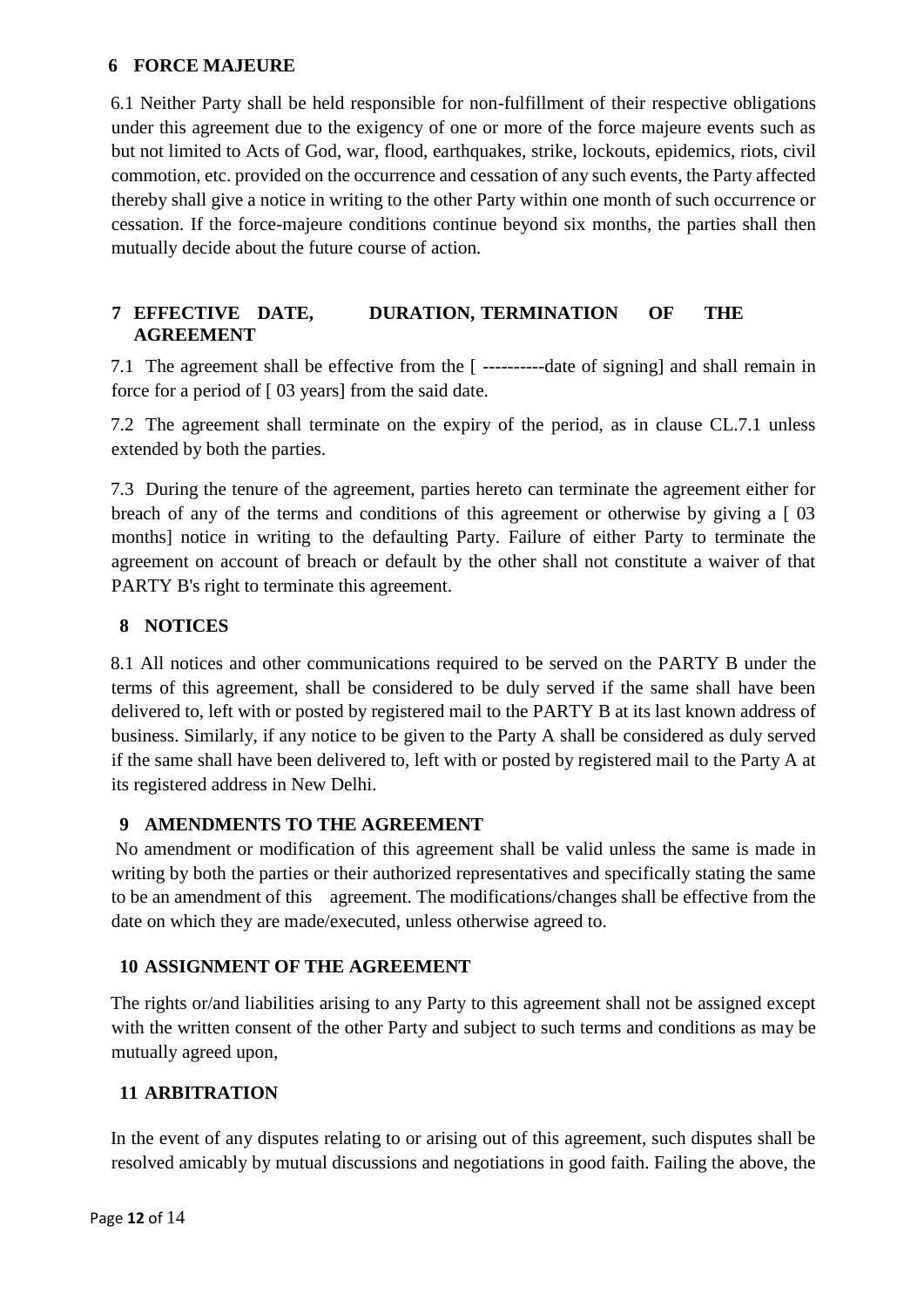## 6 FORCE MAJEURE

6.1 Neither Party shall be held responsible for non-fulfillment of their respective obligations under this agreement due to the exigency of one or more of the force majeure events such as but not limited to Acts of God, war, flood, earthquakes, strike, lockouts, epidemics, riots, civil commotion, etc. provided on the occurrence and cessation of any such events, the Party affected thereby shall give a notice in writing to the other Party within one month of such occurrence or cessation. If the force-majeure conditions continue beyond six months, the parties shall then mutually decide about the future course of action.

## 7 EFFECTIVE DATE, DURATION, TERMINATION OF THE AGREEMENT

7.1 The agreement shall be effective from the [ ----------date of signing] and shall remain in force for a period of [ 03 years] from the said date.

7.2 The agreement shall terminate on the expiry of the period, as in clause CL.7.1 unless extended by both the parties.

7.3 During the tenure of the agreement, parties hereto can terminate the agreement either for breach of any of the terms and conditions of this agreement or otherwise by giving a [ 03 months] notice in writing to the defaulting Party. Failure of either Party to terminate the agreement on account of breach or default by the other shall not constitute a waiver of that PARTY B's right to terminate this agreement.

## 8 NOTICES

8.1 All notices and other communications required to be served on the PARTY B under the terms of this agreement, shall be considered to be duly served if the same shall have been delivered to, left with or posted by registered mail to the PARTY B at its last known address of business. Similarly, if any notice to be given to the Party A shall be considered as duly served if the same shall have been delivered to, left with or posted by registered mail to the Party A at its registered address in New Delhi.

## 9 AMENDMENTS TO THE AGREEMENT

No amendment or modification of this agreement shall be valid unless the same is made in writing by both the parties or their authorized representatives and specifically stating the same to be an amendment of this agreement. The modifications/changes shall be effective from the date on which they are made/executed, unless otherwise agreed to.

## 10 ASSIGNMENT OF THE AGREEMENT

The rights or/and liabilities arising to any Party to this agreement shall not be assigned except with the written consent of the other Party and subject to such terms and conditions as may be mutually agreed upon,

## 11 ARBITRATION

In the event of any disputes relating to or arising out of this agreement, such disputes shall be resolved amicably by mutual discussions and negotiations in good faith. Failing the above, the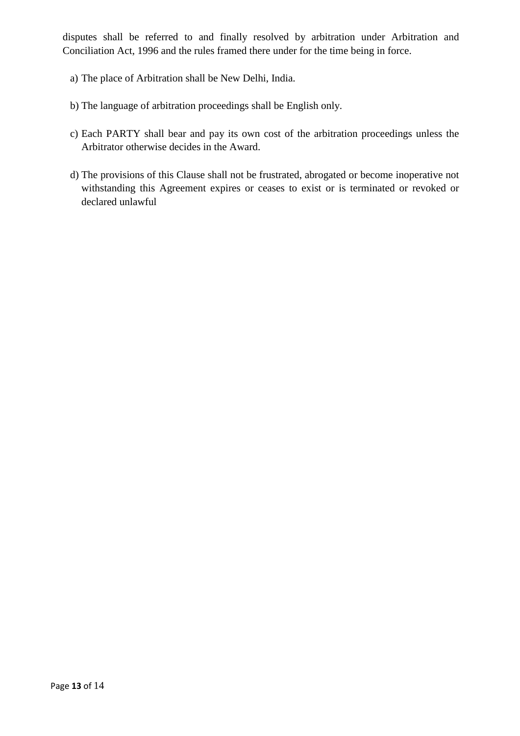disputes shall be referred to and finally resolved by arbitration under Arbitration and Conciliation Act, 1996 and the rules framed there under for the time being in force.

a) The place of Arbitration shall be New Delhi, India.

b) The language of arbitration proceedings shall be English only.

c) Each PARTY shall bear and pay its own cost of the arbitration proceedings unless the Arbitrator otherwise decides in the Award.

d) The provisions of this Clause shall not be frustrated, abrogated or become inoperative not withstanding this Agreement expires or ceases to exist or is terminated or revoked or declared unlawful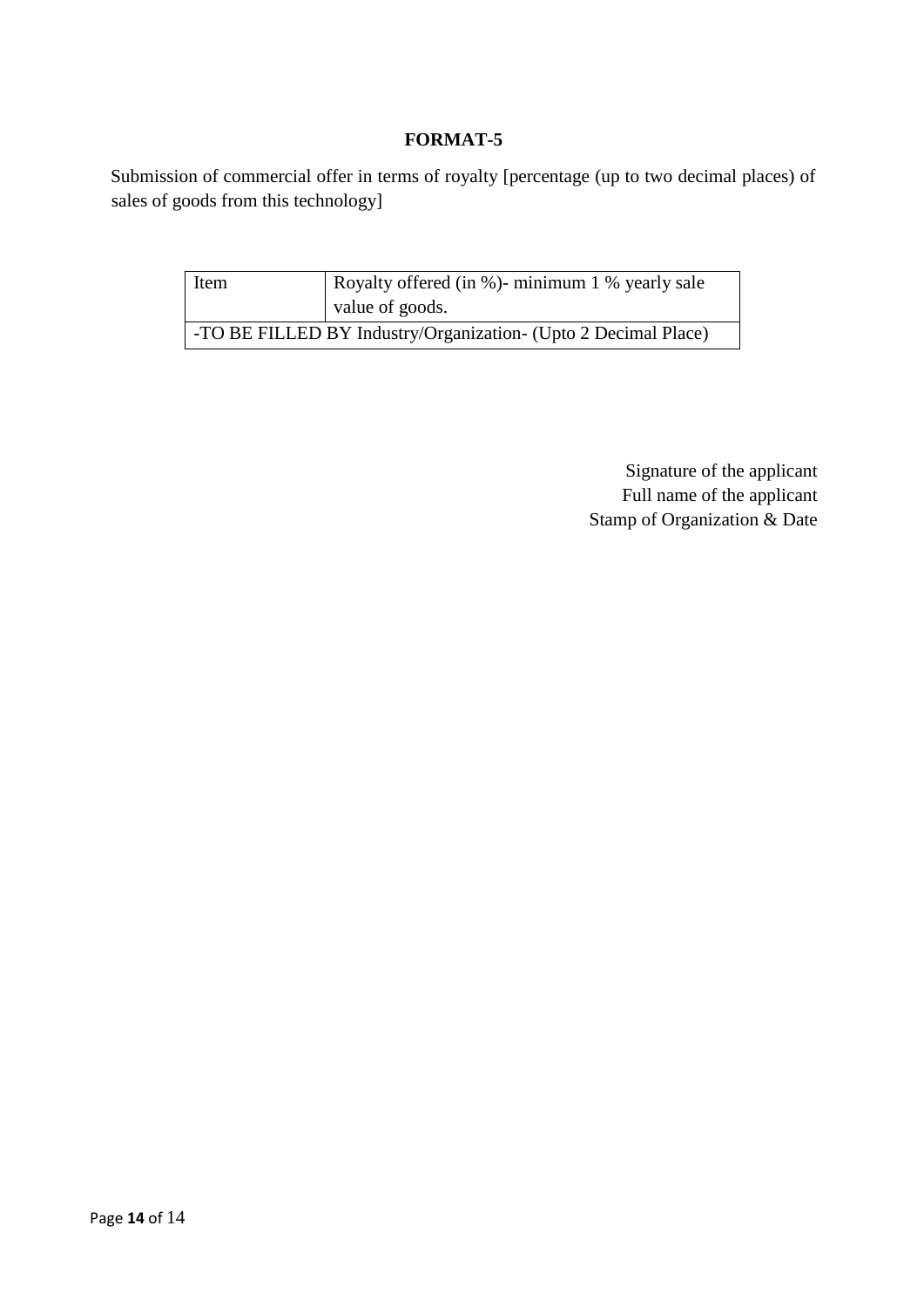# FORMAT-5

Submission of commercial offer in terms of royalty [percentage (up to two decimal places) of sales of goods from this technology]

| Item | Royalty offered (in %)- minimum 1 % yearly sale value of goods. |
|---|---|
| -TO BE FILLED BY Industry/Organization- (Upto 2 Decimal Place) | |

Signature of the applicant
Full name of the applicant
Stamp of Organization & Date